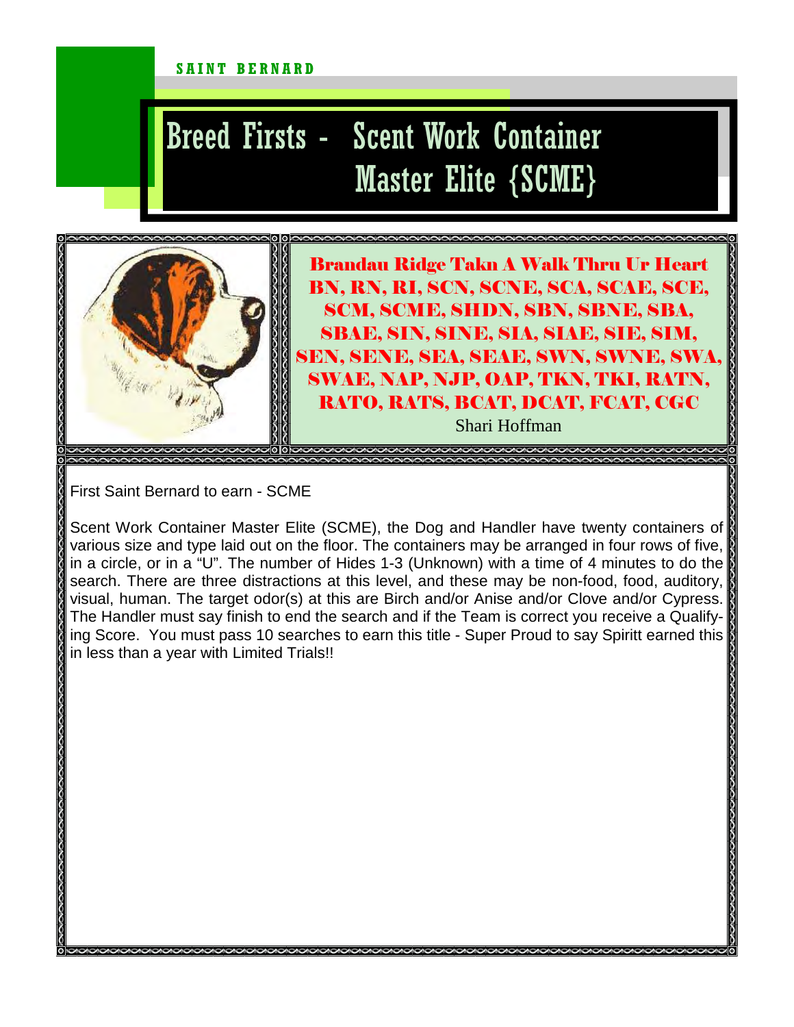SAINT BERNARD

# Breed Firsts - Scent Work Container Master Elite {SCME}

**Brandau Ridge Takn A Walk Thru Ur Heart BN, RN, RI, SCN, SCNE, SCA, SCAE, SCE, SCM, SCME, SHDN, SBN, SBNE, SBA, SBAE, SIN, SINE, SIA, SIAE, SIE, SIM, SEN, SENE, SEA, SEAE, SWN, SWNE, SWA, SWAE, NAP, NJP, OAP, TKN, TKI, RATN, RATO, RATS, BCAT, DCAT, FCAT, CGC**

Shari Hoffman

First Saint Bernard to earn - SCME

Scent Work Container Master Elite (SCME), the Dog and Handler have twenty containers of various size and type laid out on the floor. The containers may be arranged in four rows of five, in a circle, or in a "U". The number of Hides 1-3 (Unknown) with a time of 4 minutes to do the search. There are three distractions at this level, and these may be non-food, food, auditory, visual, human. The target odor(s) at this are Birch and/or Anise and/or Clove and/or Cypress. The Handler must say finish to end the search and if the Team is correct you receive a Qualifying Score. You must pass 10 searches to earn this title - Super Proud to say Spiritt earned this in less than a year with Limited Trials!!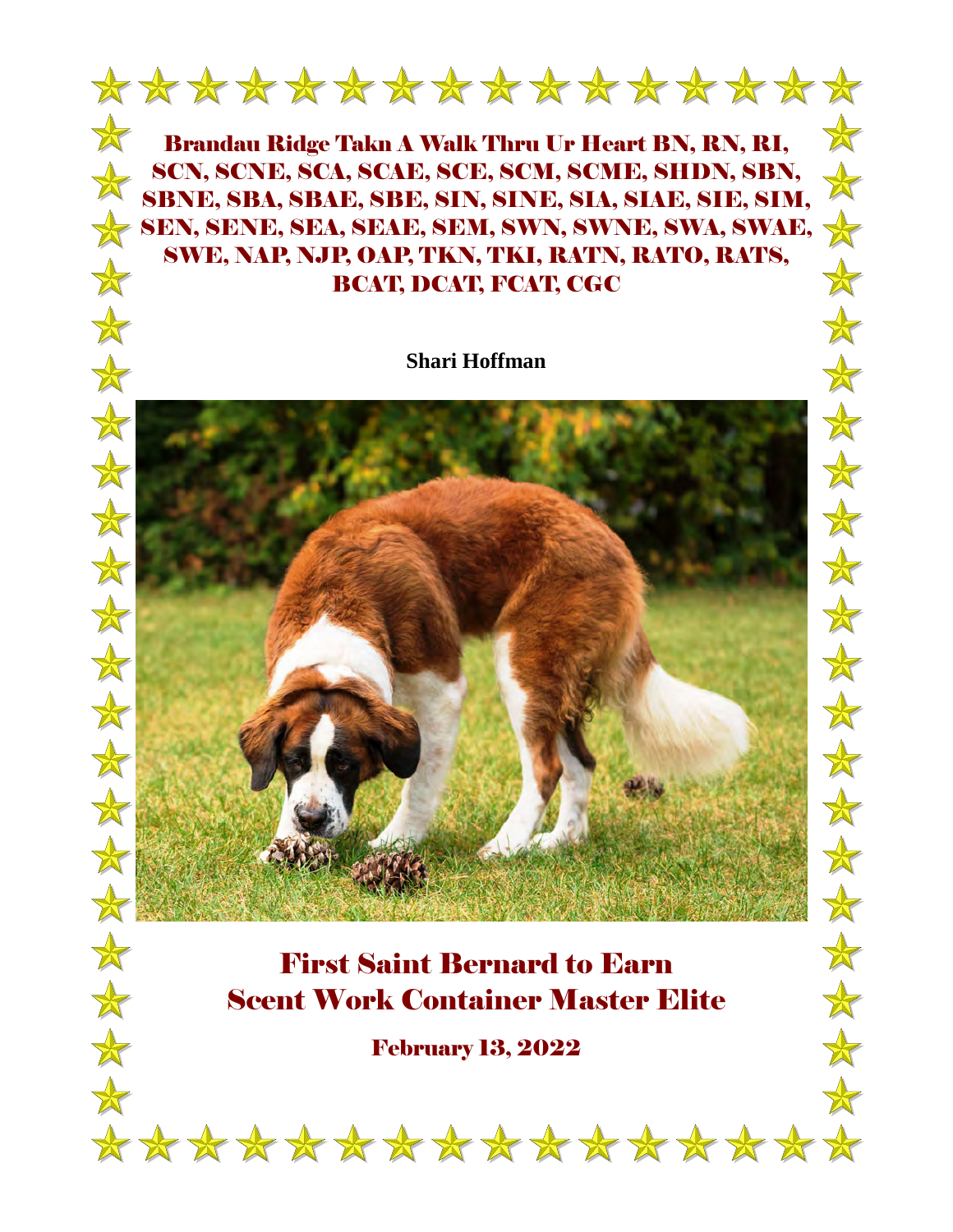# Brandau Ridge Takn A Walk Thru Ur Heart BN, RN, RI, SCN, SCNE, SCA, SCAE, SCE, SCM, SCME, SHDN, SBN, SBNE, SBA, SBAE, SBE, SIN, SINE, SIA, SIAE, SIE, SIM, SEN, SENE, SEA, SEAE, SEM, SWN, SWNE, SWA, SWAE, SWE, NAP, NJP, OAP, TKN, TKI, RATN, RATO, RATS, BCAT, DCAT, FCAT, CGC

**Shari Hoffman**

## First Saint Bernard to Earn Scent Work Container Master Elite

February 13, 2022